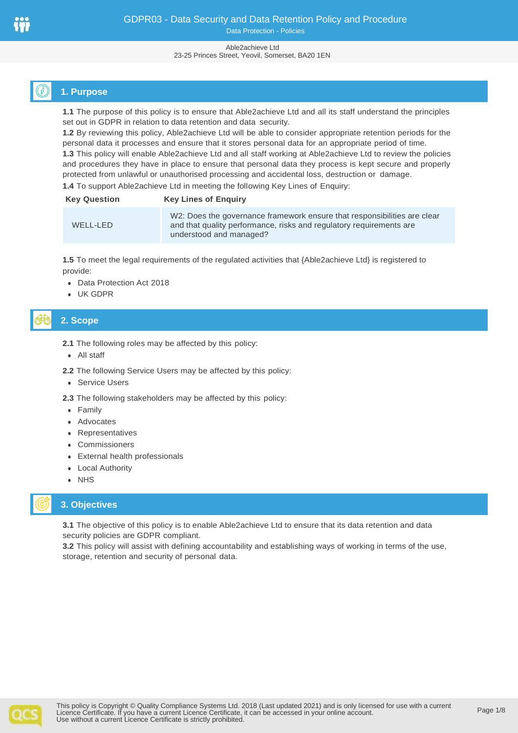# GDPR03 - Data Security and Data Retention Policy and Procedure

Data Protection - Policies

Able2achieve Ltd
23-25 Princes Street, Yeovil, Somerset, BA20 1EN

## 1. Purpose

**1.1** The purpose of this policy is to ensure that Able2achieve Ltd and all its staff understand the principles set out in GDPR in relation to data retention and data security.
**1.2** By reviewing this policy, Able2achieve Ltd will be able to consider appropriate retention periods for the personal data it processes and ensure that it stores personal data for an appropriate period of time.
**1.3** This policy will enable Able2achieve Ltd and all staff working at Able2achieve Ltd to review the policies and procedures they have in place to ensure that personal data they process is kept secure and properly protected from unlawful or unauthorised processing and accidental loss, destruction or damage.
**1.4** To support Able2achieve Ltd in meeting the following Key Lines of Enquiry:

| Key Question | Key Lines of Enquiry |
|---|---|
| WELL-LED | W2: Does the governance framework ensure that responsibilities are clear and that quality performance, risks and regulatory requirements are understood and managed? |

**1.5** To meet the legal requirements of the regulated activities that {Able2achieve Ltd} is registered to provide:

- Data Protection Act 2018
- UK GDPR

## 2. Scope

**2.1** The following roles may be affected by this policy:

- All staff

**2.2** The following Service Users may be affected by this policy:

- Service Users

**2.3** The following stakeholders may be affected by this policy:

- Family
- Advocates
- Representatives
- Commissioners
- External health professionals
- Local Authority
- NHS

## 3. Objectives

**3.1** The objective of this policy is to enable Able2achieve Ltd to ensure that its data retention and data security policies are GDPR compliant.
**3.2** This policy will assist with defining accountability and establishing ways of working in terms of the use, storage, retention and security of personal data.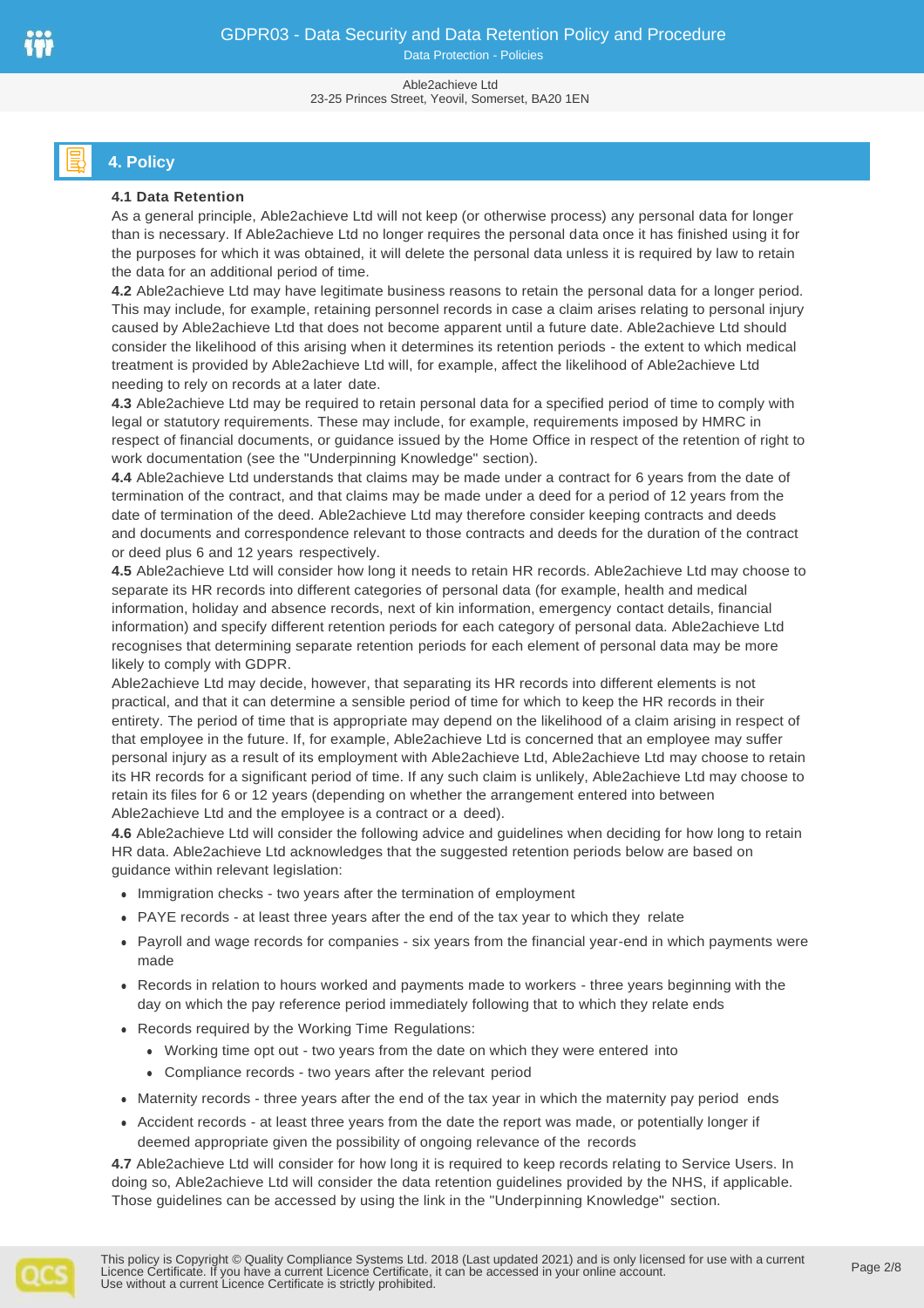## 4. Policy

**4.1 Data Retention**

As a general principle, Able2achieve Ltd will not keep (or otherwise process) any personal data for longer than is necessary. If Able2achieve Ltd no longer requires the personal data once it has finished using it for the purposes for which it was obtained, it will delete the personal data unless it is required by law to retain the data for an additional period of time.

**4.2** Able2achieve Ltd may have legitimate business reasons to retain the personal data for a longer period. This may include, for example, retaining personnel records in case a claim arises relating to personal injury caused by Able2achieve Ltd that does not become apparent until a future date. Able2achieve Ltd should consider the likelihood of this arising when it determines its retention periods - the extent to which medical treatment is provided by Able2achieve Ltd will, for example, affect the likelihood of Able2achieve Ltd needing to rely on records at a later date.

**4.3** Able2achieve Ltd may be required to retain personal data for a specified period of time to comply with legal or statutory requirements. These may include, for example, requirements imposed by HMRC in respect of financial documents, or guidance issued by the Home Office in respect of the retention of right to work documentation (see the "Underpinning Knowledge" section).

**4.4** Able2achieve Ltd understands that claims may be made under a contract for 6 years from the date of termination of the contract, and that claims may be made under a deed for a period of 12 years from the date of termination of the deed. Able2achieve Ltd may therefore consider keeping contracts and deeds and documents and correspondence relevant to those contracts and deeds for the duration of the contract or deed plus 6 and 12 years respectively.

**4.5** Able2achieve Ltd will consider how long it needs to retain HR records. Able2achieve Ltd may choose to separate its HR records into different categories of personal data (for example, health and medical information, holiday and absence records, next of kin information, emergency contact details, financial information) and specify different retention periods for each category of personal data. Able2achieve Ltd recognises that determining separate retention periods for each element of personal data may be more likely to comply with GDPR.

Able2achieve Ltd may decide, however, that separating its HR records into different elements is not practical, and that it can determine a sensible period of time for which to keep the HR records in their entirety. The period of time that is appropriate may depend on the likelihood of a claim arising in respect of that employee in the future. If, for example, Able2achieve Ltd is concerned that an employee may suffer personal injury as a result of its employment with Able2achieve Ltd, Able2achieve Ltd may choose to retain its HR records for a significant period of time. If any such claim is unlikely, Able2achieve Ltd may choose to retain its files for 6 or 12 years (depending on whether the arrangement entered into between Able2achieve Ltd and the employee is a contract or a deed).

**4.6** Able2achieve Ltd will consider the following advice and guidelines when deciding for how long to retain HR data. Able2achieve Ltd acknowledges that the suggested retention periods below are based on guidance within relevant legislation:

- Immigration checks - two years after the termination of employment
- PAYE records - at least three years after the end of the tax year to which they relate
- Payroll and wage records for companies - six years from the financial year-end in which payments were made
- Records in relation to hours worked and payments made to workers - three years beginning with the day on which the pay reference period immediately following that to which they relate ends
- Records required by the Working Time Regulations:
  - Working time opt out - two years from the date on which they were entered into
  - Compliance records - two years after the relevant period
- Maternity records - three years after the end of the tax year in which the maternity pay period ends
- Accident records - at least three years from the date the report was made, or potentially longer if deemed appropriate given the possibility of ongoing relevance of the records

**4.7** Able2achieve Ltd will consider for how long it is required to keep records relating to Service Users. In doing so, Able2achieve Ltd will consider the data retention guidelines provided by the NHS, if applicable. Those guidelines can be accessed by using the link in the "Underpinning Knowledge" section.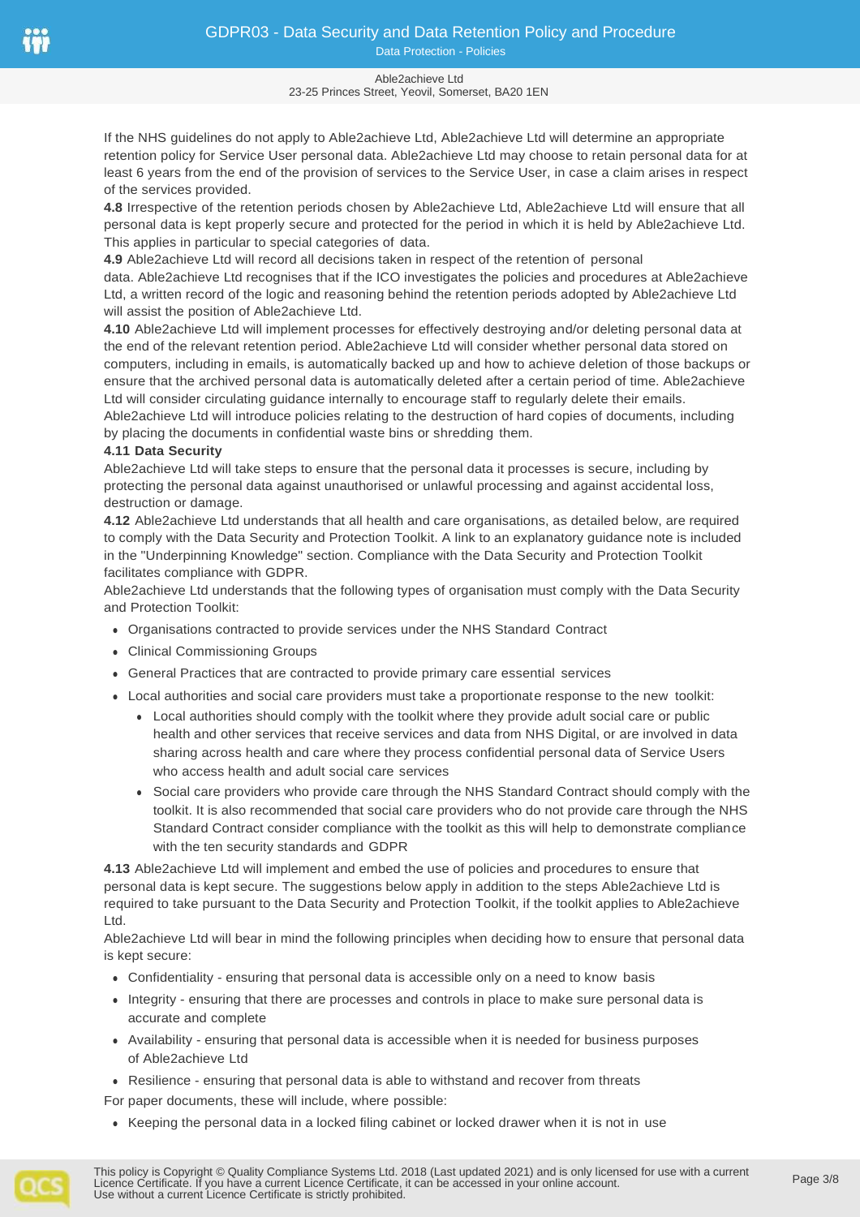If the NHS guidelines do not apply to Able2achieve Ltd, Able2achieve Ltd will determine an appropriate retention policy for Service User personal data. Able2achieve Ltd may choose to retain personal data for at least 6 years from the end of the provision of services to the Service User, in case a claim arises in respect of the services provided.

**4.8** Irrespective of the retention periods chosen by Able2achieve Ltd, Able2achieve Ltd will ensure that all personal data is kept properly secure and protected for the period in which it is held by Able2achieve Ltd. This applies in particular to special categories of data.

**4.9** Able2achieve Ltd will record all decisions taken in respect of the retention of personal data. Able2achieve Ltd recognises that if the ICO investigates the policies and procedures at Able2achieve Ltd, a written record of the logic and reasoning behind the retention periods adopted by Able2achieve Ltd will assist the position of Able2achieve Ltd.

**4.10** Able2achieve Ltd will implement processes for effectively destroying and/or deleting personal data at the end of the relevant retention period. Able2achieve Ltd will consider whether personal data stored on computers, including in emails, is automatically backed up and how to achieve deletion of those backups or ensure that the archived personal data is automatically deleted after a certain period of time. Able2achieve Ltd will consider circulating guidance internally to encourage staff to regularly delete their emails. Able2achieve Ltd will introduce policies relating to the destruction of hard copies of documents, including by placing the documents in confidential waste bins or shredding them.

**4.11 Data Security**

Able2achieve Ltd will take steps to ensure that the personal data it processes is secure, including by protecting the personal data against unauthorised or unlawful processing and against accidental loss, destruction or damage.

**4.12** Able2achieve Ltd understands that all health and care organisations, as detailed below, are required to comply with the Data Security and Protection Toolkit. A link to an explanatory guidance note is included in the "Underpinning Knowledge" section. Compliance with the Data Security and Protection Toolkit facilitates compliance with GDPR.

Able2achieve Ltd understands that the following types of organisation must comply with the Data Security and Protection Toolkit:

- Organisations contracted to provide services under the NHS Standard Contract
- Clinical Commissioning Groups
- General Practices that are contracted to provide primary care essential services
- Local authorities and social care providers must take a proportionate response to the new toolkit:
  - Local authorities should comply with the toolkit where they provide adult social care or public health and other services that receive services and data from NHS Digital, or are involved in data sharing across health and care where they process confidential personal data of Service Users who access health and adult social care services
  - Social care providers who provide care through the NHS Standard Contract should comply with the toolkit. It is also recommended that social care providers who do not provide care through the NHS Standard Contract consider compliance with the toolkit as this will help to demonstrate compliance with the ten security standards and GDPR

**4.13** Able2achieve Ltd will implement and embed the use of policies and procedures to ensure that personal data is kept secure. The suggestions below apply in addition to the steps Able2achieve Ltd is required to take pursuant to the Data Security and Protection Toolkit, if the toolkit applies to Able2achieve Ltd.

Able2achieve Ltd will bear in mind the following principles when deciding how to ensure that personal data is kept secure:

- Confidentiality - ensuring that personal data is accessible only on a need to know basis
- Integrity - ensuring that there are processes and controls in place to make sure personal data is accurate and complete
- Availability - ensuring that personal data is accessible when it is needed for business purposes of Able2achieve Ltd
- Resilience - ensuring that personal data is able to withstand and recover from threats

For paper documents, these will include, where possible:

- Keeping the personal data in a locked filing cabinet or locked drawer when it is not in use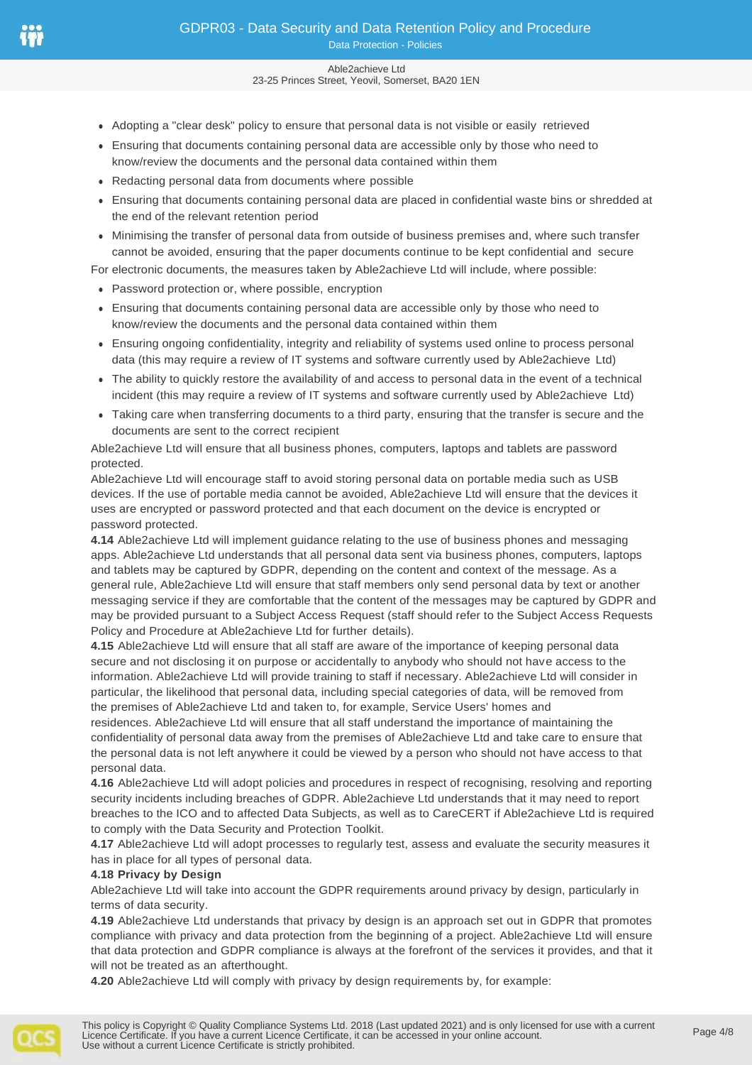- Adopting a "clear desk" policy to ensure that personal data is not visible or easily retrieved
- Ensuring that documents containing personal data are accessible only by those who need to know/review the documents and the personal data contained within them
- Redacting personal data from documents where possible
- Ensuring that documents containing personal data are placed in confidential waste bins or shredded at the end of the relevant retention period
- Minimising the transfer of personal data from outside of business premises and, where such transfer cannot be avoided, ensuring that the paper documents continue to be kept confidential and secure

For electronic documents, the measures taken by Able2achieve Ltd will include, where possible:

- Password protection or, where possible, encryption
- Ensuring that documents containing personal data are accessible only by those who need to know/review the documents and the personal data contained within them
- Ensuring ongoing confidentiality, integrity and reliability of systems used online to process personal data (this may require a review of IT systems and software currently used by Able2achieve Ltd)
- The ability to quickly restore the availability of and access to personal data in the event of a technical incident (this may require a review of IT systems and software currently used by Able2achieve Ltd)
- Taking care when transferring documents to a third party, ensuring that the transfer is secure and the documents are sent to the correct recipient

Able2achieve Ltd will ensure that all business phones, computers, laptops and tablets are password protected.

Able2achieve Ltd will encourage staff to avoid storing personal data on portable media such as USB devices. If the use of portable media cannot be avoided, Able2achieve Ltd will ensure that the devices it uses are encrypted or password protected and that each document on the device is encrypted or password protected.

**4.14** Able2achieve Ltd will implement guidance relating to the use of business phones and messaging apps. Able2achieve Ltd understands that all personal data sent via business phones, computers, laptops and tablets may be captured by GDPR, depending on the content and context of the message. As a general rule, Able2achieve Ltd will ensure that staff members only send personal data by text or another messaging service if they are comfortable that the content of the messages may be captured by GDPR and may be provided pursuant to a Subject Access Request (staff should refer to the Subject Access Requests Policy and Procedure at Able2achieve Ltd for further details).

**4.15** Able2achieve Ltd will ensure that all staff are aware of the importance of keeping personal data secure and not disclosing it on purpose or accidentally to anybody who should not have access to the information. Able2achieve Ltd will provide training to staff if necessary. Able2achieve Ltd will consider in particular, the likelihood that personal data, including special categories of data, will be removed from the premises of Able2achieve Ltd and taken to, for example, Service Users' homes and residences. Able2achieve Ltd will ensure that all staff understand the importance of maintaining the confidentiality of personal data away from the premises of Able2achieve Ltd and take care to ensure that the personal data is not left anywhere it could be viewed by a person who should not have access to that personal data.

**4.16** Able2achieve Ltd will adopt policies and procedures in respect of recognising, resolving and reporting security incidents including breaches of GDPR. Able2achieve Ltd understands that it may need to report breaches to the ICO and to affected Data Subjects, as well as to CareCERT if Able2achieve Ltd is required to comply with the Data Security and Protection Toolkit.

**4.17** Able2achieve Ltd will adopt processes to regularly test, assess and evaluate the security measures it has in place for all types of personal data.

**4.18 Privacy by Design**

Able2achieve Ltd will take into account the GDPR requirements around privacy by design, particularly in terms of data security.

**4.19** Able2achieve Ltd understands that privacy by design is an approach set out in GDPR that promotes compliance with privacy and data protection from the beginning of a project. Able2achieve Ltd will ensure that data protection and GDPR compliance is always at the forefront of the services it provides, and that it will not be treated as an afterthought.

**4.20** Able2achieve Ltd will comply with privacy by design requirements by, for example: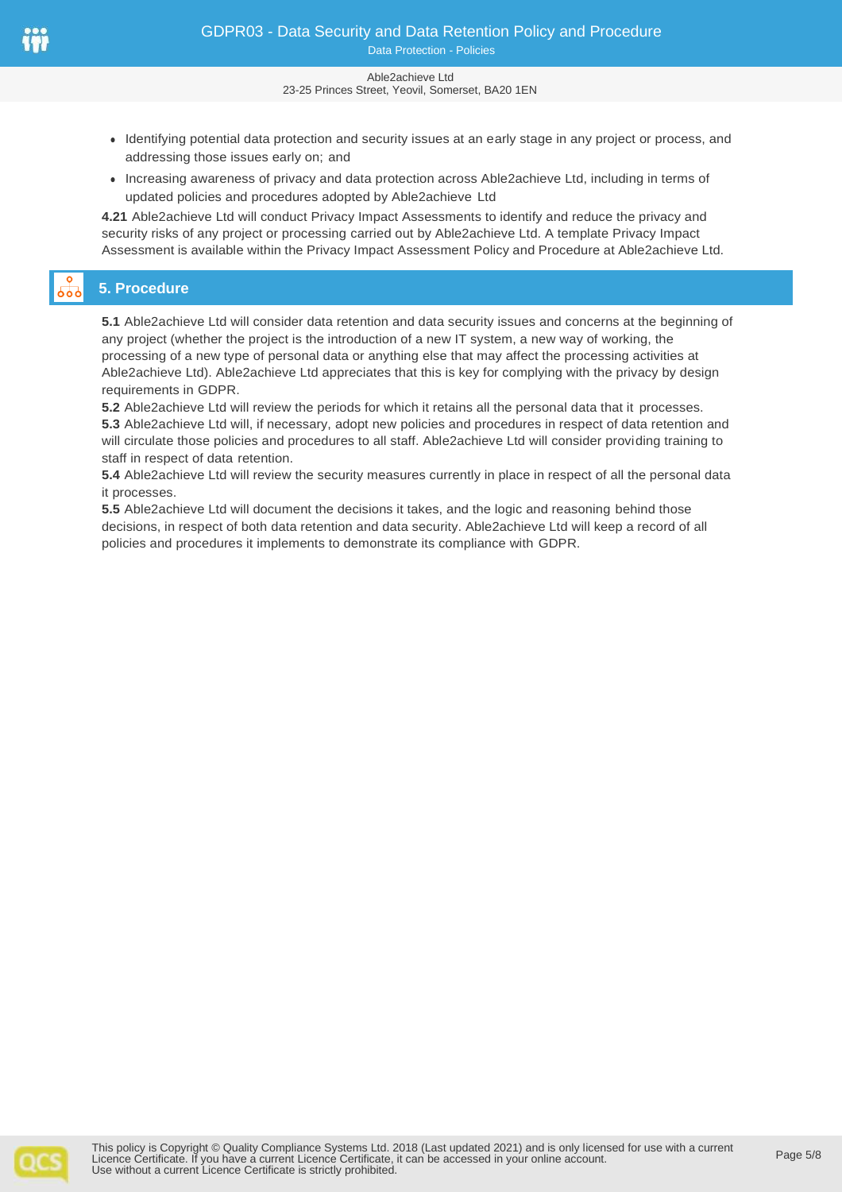- Identifying potential data protection and security issues at an early stage in any project or process, and addressing those issues early on; and
- Increasing awareness of privacy and data protection across Able2achieve Ltd, including in terms of updated policies and procedures adopted by Able2achieve Ltd

**4.21** Able2achieve Ltd will conduct Privacy Impact Assessments to identify and reduce the privacy and security risks of any project or processing carried out by Able2achieve Ltd. A template Privacy Impact Assessment is available within the Privacy Impact Assessment Policy and Procedure at Able2achieve Ltd.

## 5. Procedure

**5.1** Able2achieve Ltd will consider data retention and data security issues and concerns at the beginning of any project (whether the project is the introduction of a new IT system, a new way of working, the processing of a new type of personal data or anything else that may affect the processing activities at Able2achieve Ltd). Able2achieve Ltd appreciates that this is key for complying with the privacy by design requirements in GDPR.

**5.2** Able2achieve Ltd will review the periods for which it retains all the personal data that it processes.

**5.3** Able2achieve Ltd will, if necessary, adopt new policies and procedures in respect of data retention and will circulate those policies and procedures to all staff. Able2achieve Ltd will consider providing training to staff in respect of data retention.

**5.4** Able2achieve Ltd will review the security measures currently in place in respect of all the personal data it processes.

**5.5** Able2achieve Ltd will document the decisions it takes, and the logic and reasoning behind those decisions, in respect of both data retention and data security. Able2achieve Ltd will keep a record of all policies and procedures it implements to demonstrate its compliance with GDPR.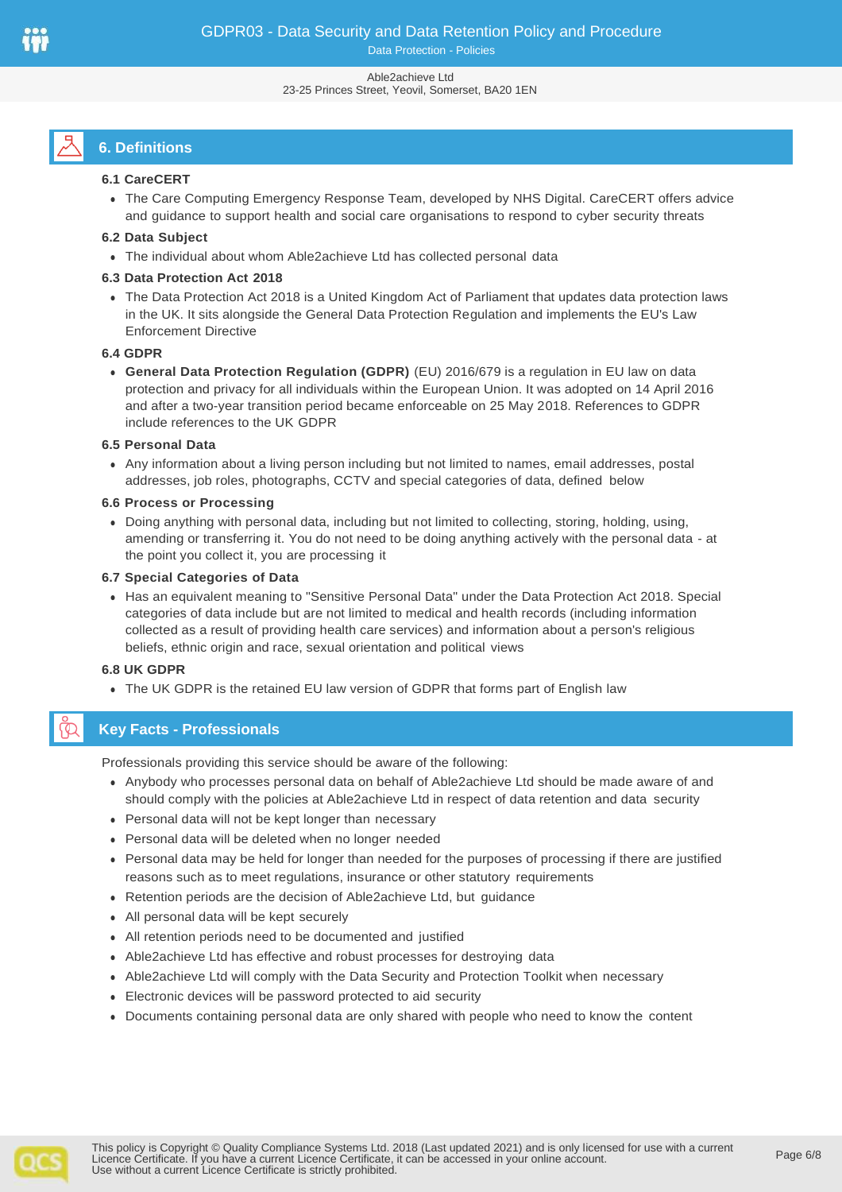## 6. Definitions

### 6.1 CareCERT

- The Care Computing Emergency Response Team, developed by NHS Digital. CareCERT offers advice and guidance to support health and social care organisations to respond to cyber security threats

### 6.2 Data Subject

- The individual about whom Able2achieve Ltd has collected personal data

### 6.3 Data Protection Act 2018

- The Data Protection Act 2018 is a United Kingdom Act of Parliament that updates data protection laws in the UK. It sits alongside the General Data Protection Regulation and implements the EU's Law Enforcement Directive

### 6.4 GDPR

- **General Data Protection Regulation (GDPR)** (EU) 2016/679 is a regulation in EU law on data protection and privacy for all individuals within the European Union. It was adopted on 14 April 2016 and after a two-year transition period became enforceable on 25 May 2018. References to GDPR include references to the UK GDPR

### 6.5 Personal Data

- Any information about a living person including but not limited to names, email addresses, postal addresses, job roles, photographs, CCTV and special categories of data, defined below

### 6.6 Process or Processing

- Doing anything with personal data, including but not limited to collecting, storing, holding, using, amending or transferring it. You do not need to be doing anything actively with the personal data - at the point you collect it, you are processing it

### 6.7 Special Categories of Data

- Has an equivalent meaning to "Sensitive Personal Data" under the Data Protection Act 2018. Special categories of data include but are not limited to medical and health records (including information collected as a result of providing health care services) and information about a person's religious beliefs, ethnic origin and race, sexual orientation and political views

### 6.8 UK GDPR

- The UK GDPR is the retained EU law version of GDPR that forms part of English law

## Key Facts - Professionals

Professionals providing this service should be aware of the following:

- Anybody who processes personal data on behalf of Able2achieve Ltd should be made aware of and should comply with the policies at Able2achieve Ltd in respect of data retention and data security
- Personal data will not be kept longer than necessary
- Personal data will be deleted when no longer needed
- Personal data may be held for longer than needed for the purposes of processing if there are justified reasons such as to meet regulations, insurance or other statutory requirements
- Retention periods are the decision of Able2achieve Ltd, but guidance
- All personal data will be kept securely
- All retention periods need to be documented and justified
- Able2achieve Ltd has effective and robust processes for destroying data
- Able2achieve Ltd will comply with the Data Security and Protection Toolkit when necessary
- Electronic devices will be password protected to aid security
- Documents containing personal data are only shared with people who need to know the content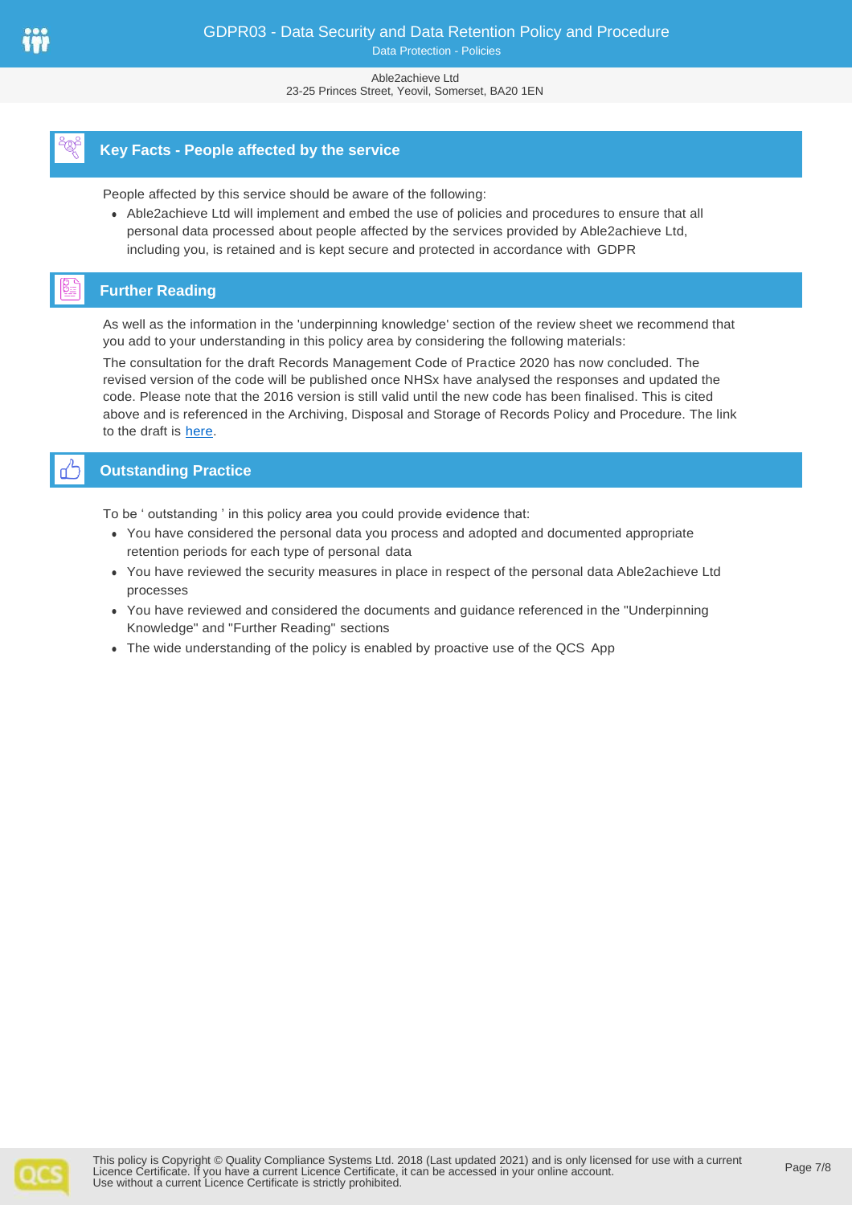## Key Facts - People affected by the service

People affected by this service should be aware of the following:

- Able2achieve Ltd will implement and embed the use of policies and procedures to ensure that all personal data processed about people affected by the services provided by Able2achieve Ltd, including you, is retained and is kept secure and protected in accordance with GDPR

## Further Reading

As well as the information in the 'underpinning knowledge' section of the review sheet we recommend that you add to your understanding in this policy area by considering the following materials:

The consultation for the draft Records Management Code of Practice 2020 has now concluded. The revised version of the code will be published once NHSx have analysed the responses and updated the code. Please note that the 2016 version is still valid until the new code has been finalised. This is cited above and is referenced in the Archiving, Disposal and Storage of Records Policy and Procedure. The link to the draft is here.

## Outstanding Practice

To be ' outstanding ' in this policy area you could provide evidence that:

- You have considered the personal data you process and adopted and documented appropriate retention periods for each type of personal data
- You have reviewed the security measures in place in respect of the personal data Able2achieve Ltd processes
- You have reviewed and considered the documents and guidance referenced in the "Underpinning Knowledge" and "Further Reading" sections
- The wide understanding of the policy is enabled by proactive use of the QCS App